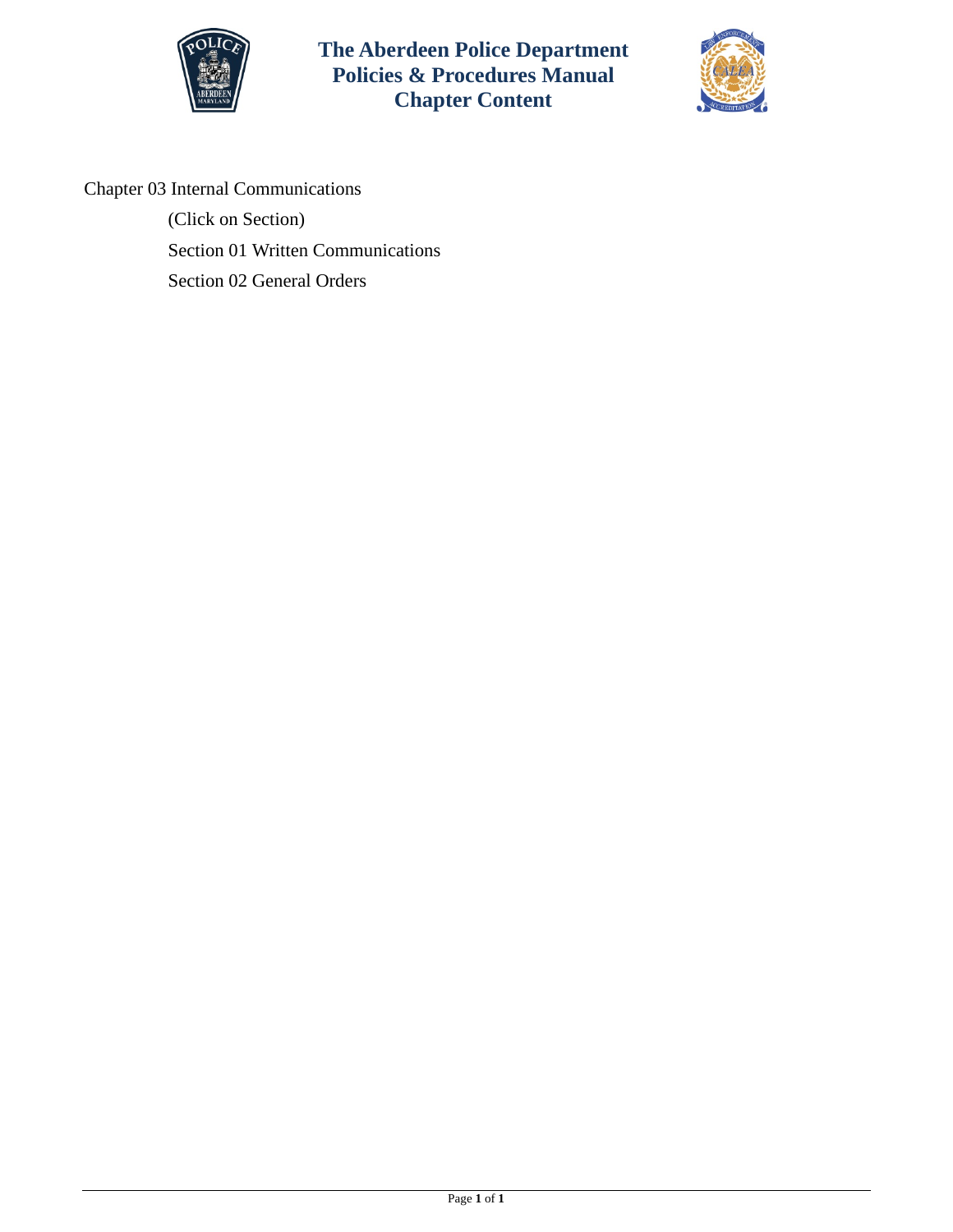# The Aberdeen Police Department Policies & Procedures Manual Chapter Content

Chapter 03 Internal Communications

(Click on Section)

Section 01 Written Communications

Section 02 General Orders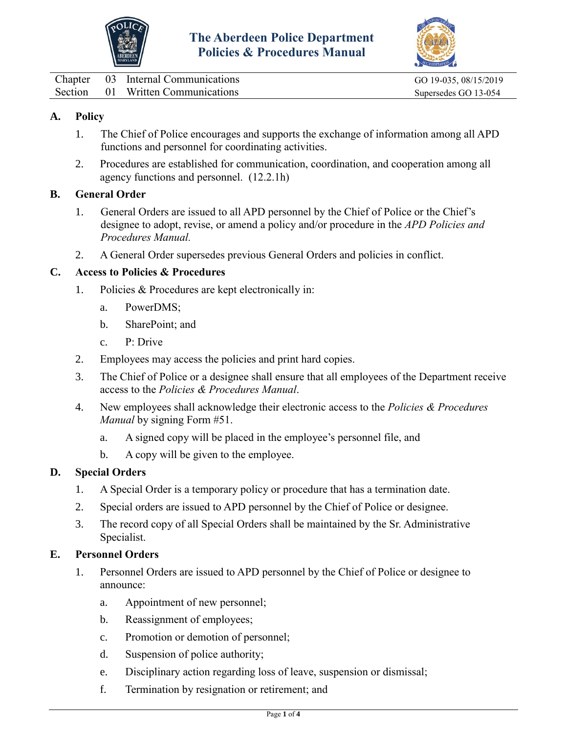# The Aberdeen Police Department Policies & Procedures Manual

| Chapter 03 | Internal Communications | GO 19-035, 08/15/2019 |
|---|---|---|
| Section 01 | Written Communications | Supersedes GO 13-054 |

**A. Policy**

1. The Chief of Police encourages and supports the exchange of information among all APD functions and personnel for coordinating activities.
2. Procedures are established for communication, coordination, and cooperation among all agency functions and personnel. (12.2.1h)

**B. General Order**

1. General Orders are issued to all APD personnel by the Chief of Police or the Chief's designee to adopt, revise, or amend a policy and/or procedure in the *APD Policies and Procedures Manual.*
2. A General Order supersedes previous General Orders and policies in conflict.

**C. Access to Policies & Procedures**

1. Policies & Procedures are kept electronically in:
   a. PowerDMS;
   b. SharePoint; and
   c. P: Drive
2. Employees may access the policies and print hard copies.
3. The Chief of Police or a designee shall ensure that all employees of the Department receive access to the *Policies & Procedures Manual*.
4. New employees shall acknowledge their electronic access to the *Policies & Procedures Manual* by signing Form #51.
   a. A signed copy will be placed in the employee's personnel file, and
   b. A copy will be given to the employee.

**D. Special Orders**

1. A Special Order is a temporary policy or procedure that has a termination date.
2. Special orders are issued to APD personnel by the Chief of Police or designee.
3. The record copy of all Special Orders shall be maintained by the Sr. Administrative Specialist.

**E. Personnel Orders**

1. Personnel Orders are issued to APD personnel by the Chief of Police or designee to announce:
   a. Appointment of new personnel;
   b. Reassignment of employees;
   c. Promotion or demotion of personnel;
   d. Suspension of police authority;
   e. Disciplinary action regarding loss of leave, suspension or dismissal;
   f. Termination by resignation or retirement; and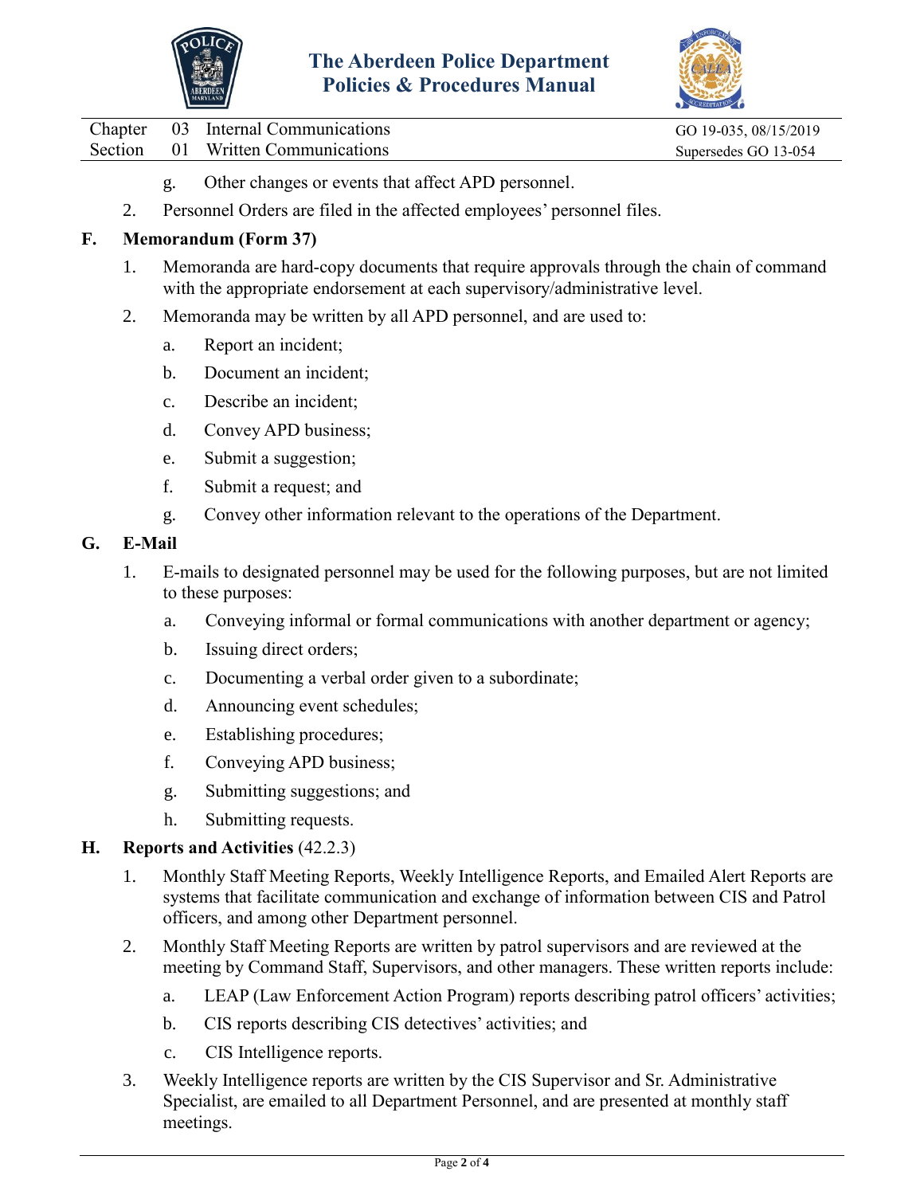g. Other changes or events that affect APD personnel.

2. Personnel Orders are filed in the affected employees' personnel files.

## F. Memorandum (Form 37)

1. Memoranda are hard-copy documents that require approvals through the chain of command with the appropriate endorsement at each supervisory/administrative level.

2. Memoranda may be written by all APD personnel, and are used to:

   a. Report an incident;

   b. Document an incident;

   c. Describe an incident;

   d. Convey APD business;

   e. Submit a suggestion;

   f. Submit a request; and

   g. Convey other information relevant to the operations of the Department.

## G. E-Mail

1. E-mails to designated personnel may be used for the following purposes, but are not limited to these purposes:

   a. Conveying informal or formal communications with another department or agency;

   b. Issuing direct orders;

   c. Documenting a verbal order given to a subordinate;

   d. Announcing event schedules;

   e. Establishing procedures;

   f. Conveying APD business;

   g. Submitting suggestions; and

   h. Submitting requests.

## H. Reports and Activities (42.2.3)

1. Monthly Staff Meeting Reports, Weekly Intelligence Reports, and Emailed Alert Reports are systems that facilitate communication and exchange of information between CIS and Patrol officers, and among other Department personnel.

2. Monthly Staff Meeting Reports are written by patrol supervisors and are reviewed at the meeting by Command Staff, Supervisors, and other managers. These written reports include:

   a. LEAP (Law Enforcement Action Program) reports describing patrol officers' activities;

   b. CIS reports describing CIS detectives' activities; and

   c. CIS Intelligence reports.

3. Weekly Intelligence reports are written by the CIS Supervisor and Sr. Administrative Specialist, are emailed to all Department Personnel, and are presented at monthly staff meetings.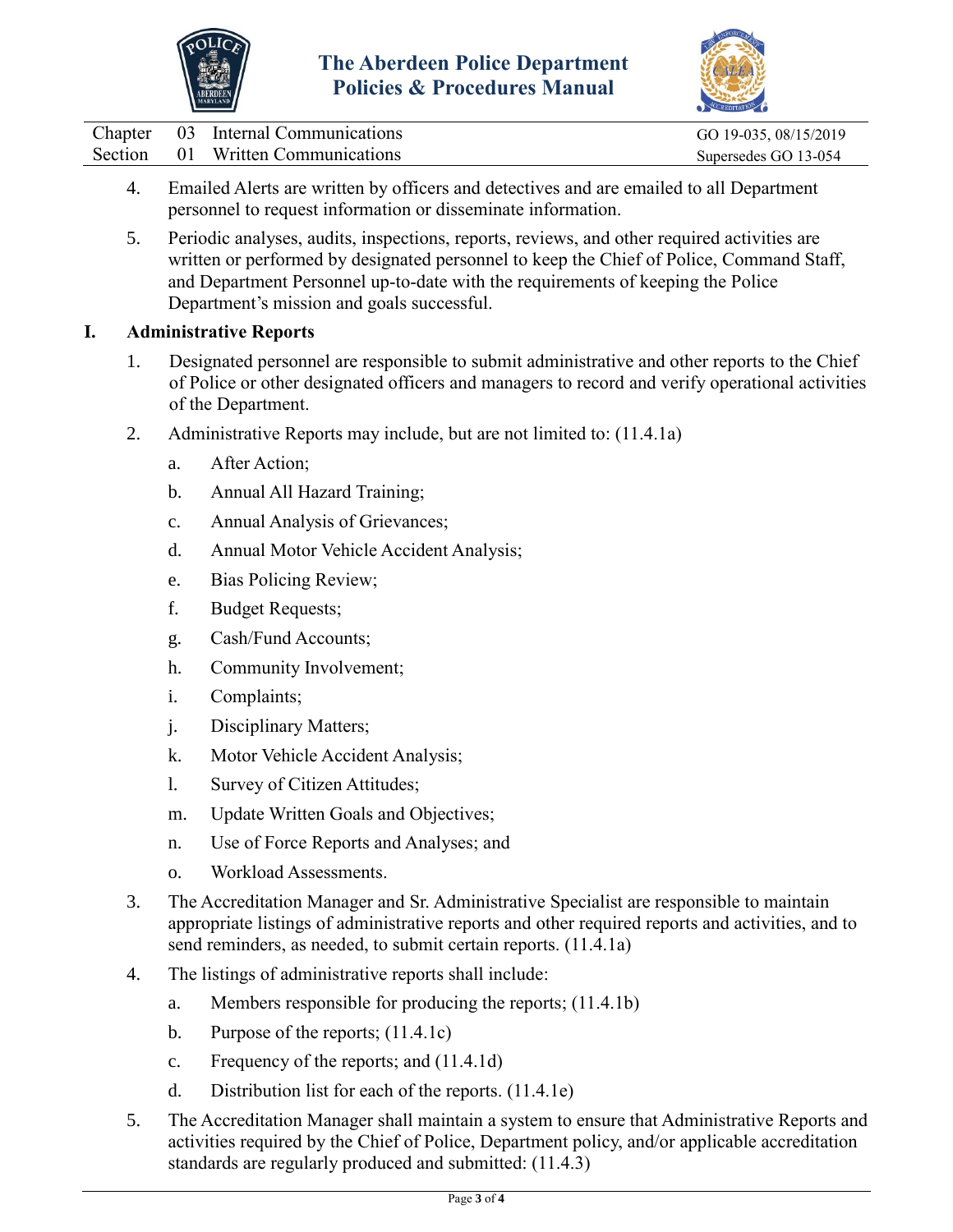4. Emailed Alerts are written by officers and detectives and are emailed to all Department personnel to request information or disseminate information.

5. Periodic analyses, audits, inspections, reports, reviews, and other required activities are written or performed by designated personnel to keep the Chief of Police, Command Staff, and Department Personnel up-to-date with the requirements of keeping the Police Department's mission and goals successful.

## I. Administrative Reports

1. Designated personnel are responsible to submit administrative and other reports to the Chief of Police or other designated officers and managers to record and verify operational activities of the Department.

2. Administrative Reports may include, but are not limited to: (11.4.1a)
   - a. After Action;
   - b. Annual All Hazard Training;
   - c. Annual Analysis of Grievances;
   - d. Annual Motor Vehicle Accident Analysis;
   - e. Bias Policing Review;
   - f. Budget Requests;
   - g. Cash/Fund Accounts;
   - h. Community Involvement;
   - i. Complaints;
   - j. Disciplinary Matters;
   - k. Motor Vehicle Accident Analysis;
   - l. Survey of Citizen Attitudes;
   - m. Update Written Goals and Objectives;
   - n. Use of Force Reports and Analyses; and
   - o. Workload Assessments.

3. The Accreditation Manager and Sr. Administrative Specialist are responsible to maintain appropriate listings of administrative reports and other required reports and activities, and to send reminders, as needed, to submit certain reports. (11.4.1a)

4. The listings of administrative reports shall include:
   - a. Members responsible for producing the reports; (11.4.1b)
   - b. Purpose of the reports; (11.4.1c)
   - c. Frequency of the reports; and (11.4.1d)
   - d. Distribution list for each of the reports. (11.4.1e)

5. The Accreditation Manager shall maintain a system to ensure that Administrative Reports and activities required by the Chief of Police, Department policy, and/or applicable accreditation standards are regularly produced and submitted: (11.4.3)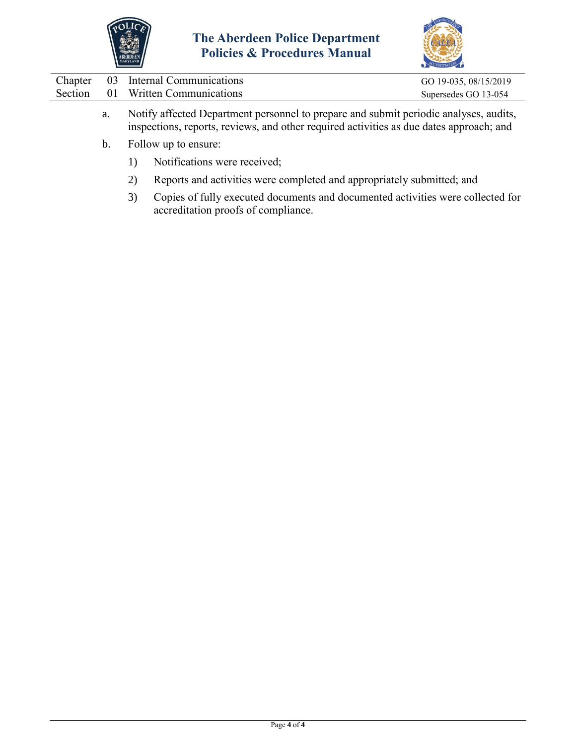a. Notify affected Department personnel to prepare and submit periodic analyses, audits, inspections, reports, reviews, and other required activities as due dates approach; and

b. Follow up to ensure:

   1) Notifications were received;

   2) Reports and activities were completed and appropriately submitted; and

   3) Copies of fully executed documents and documented activities were collected for accreditation proofs of compliance.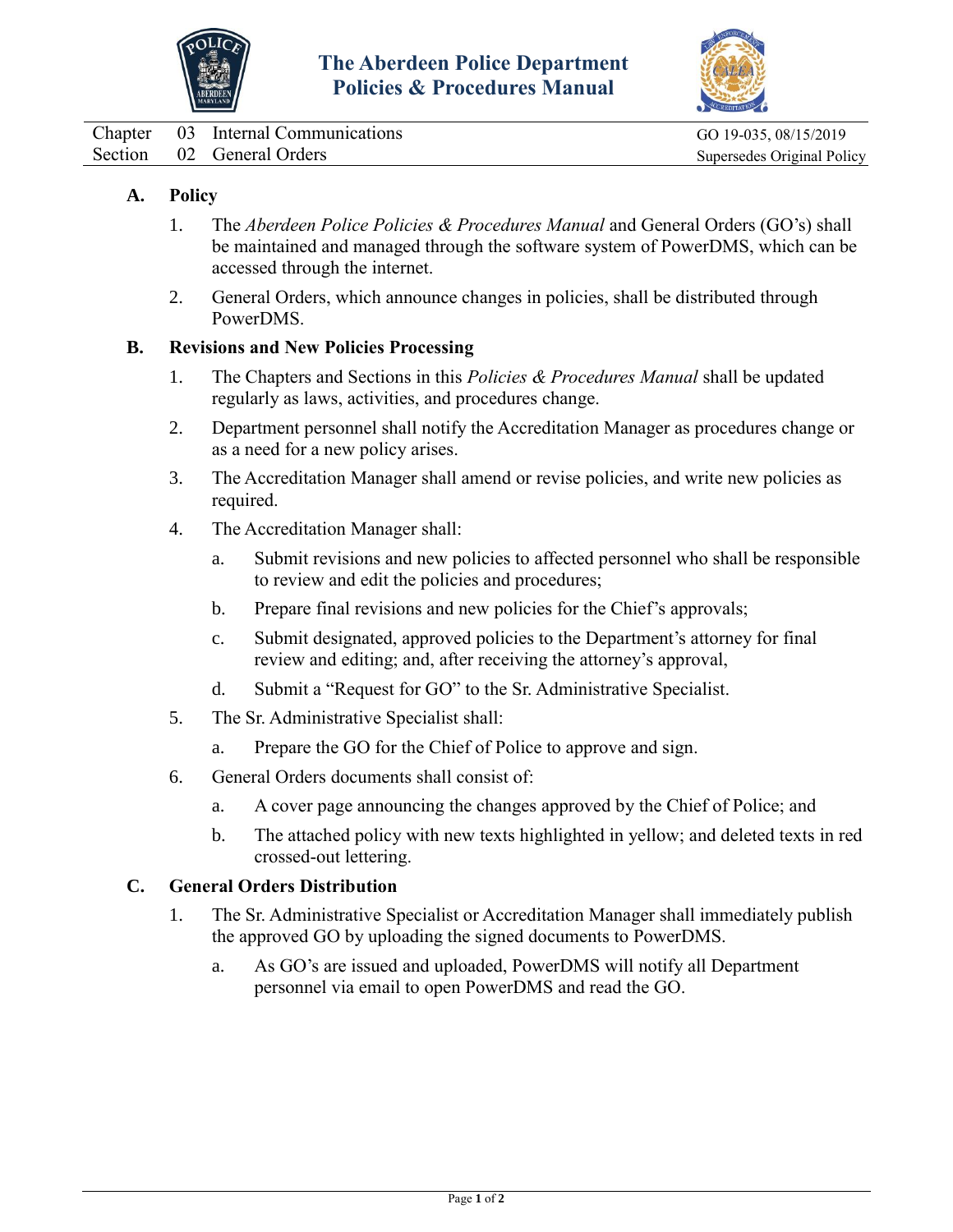# The Aberdeen Police Department Policies & Procedures Manual

| Chapter | 03 | Internal Communications | GO 19-035, 08/15/2019 |
| --- | --- | --- | --- |
| Section | 02 | General Orders | Supersedes Original Policy |

**A. Policy**

1. The *Aberdeen Police Policies & Procedures Manual* and General Orders (GO's) shall be maintained and managed through the software system of PowerDMS, which can be accessed through the internet.

2. General Orders, which announce changes in policies, shall be distributed through PowerDMS.

**B. Revisions and New Policies Processing**

1. The Chapters and Sections in this *Policies & Procedures Manual* shall be updated regularly as laws, activities, and procedures change.

2. Department personnel shall notify the Accreditation Manager as procedures change or as a need for a new policy arises.

3. The Accreditation Manager shall amend or revise policies, and write new policies as required.

4. The Accreditation Manager shall:

   a. Submit revisions and new policies to affected personnel who shall be responsible to review and edit the policies and procedures;

   b. Prepare final revisions and new policies for the Chief's approvals;

   c. Submit designated, approved policies to the Department's attorney for final review and editing; and, after receiving the attorney's approval,

   d. Submit a "Request for GO" to the Sr. Administrative Specialist.

5. The Sr. Administrative Specialist shall:

   a. Prepare the GO for the Chief of Police to approve and sign.

6. General Orders documents shall consist of:

   a. A cover page announcing the changes approved by the Chief of Police; and

   b. The attached policy with new texts highlighted in yellow; and deleted texts in red crossed-out lettering.

**C. General Orders Distribution**

1. The Sr. Administrative Specialist or Accreditation Manager shall immediately publish the approved GO by uploading the signed documents to PowerDMS.

   a. As GO's are issued and uploaded, PowerDMS will notify all Department personnel via email to open PowerDMS and read the GO.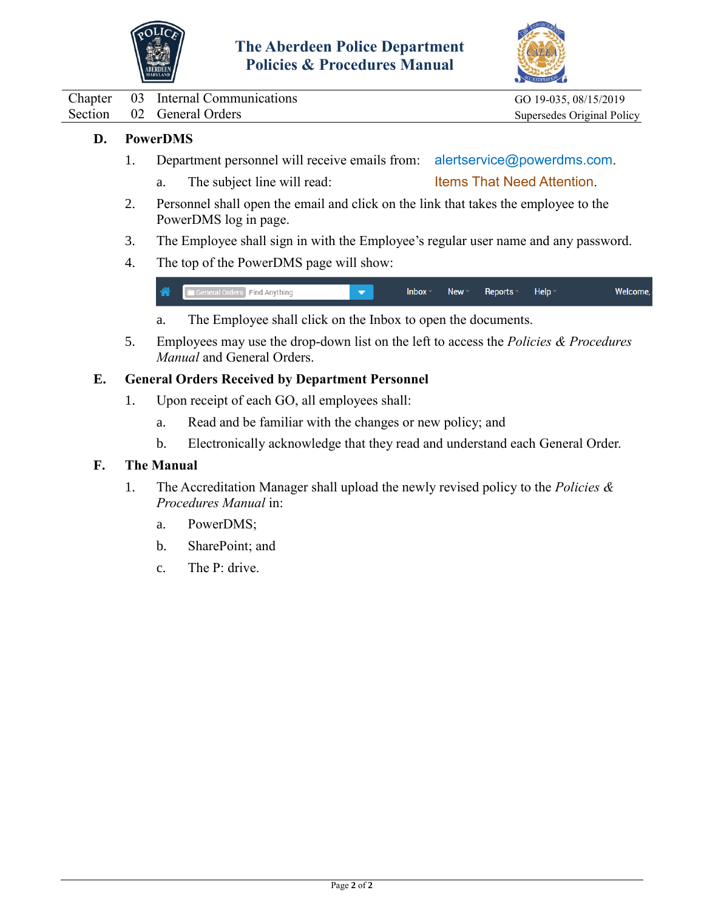## D. PowerDMS

1. Department personnel will receive emails from: alertservice@powerdms.com.
   a. The subject line will read: Items That Need Attention.
2. Personnel shall open the email and click on the link that takes the employee to the PowerDMS log in page.
3. The Employee shall sign in with the Employee's regular user name and any password.
4. The top of the PowerDMS page will show:

   General Orders Find Anything Inbox New Reports Help Welcome,

   a. The Employee shall click on the Inbox to open the documents.
5. Employees may use the drop-down list on the left to access the *Policies & Procedures Manual* and General Orders.

## E. General Orders Received by Department Personnel

1. Upon receipt of each GO, all employees shall:
   a. Read and be familiar with the changes or new policy; and
   b. Electronically acknowledge that they read and understand each General Order.

## F. The Manual

1. The Accreditation Manager shall upload the newly revised policy to the *Policies & Procedures Manual* in:
   a. PowerDMS;
   b. SharePoint; and
   c. The P: drive.